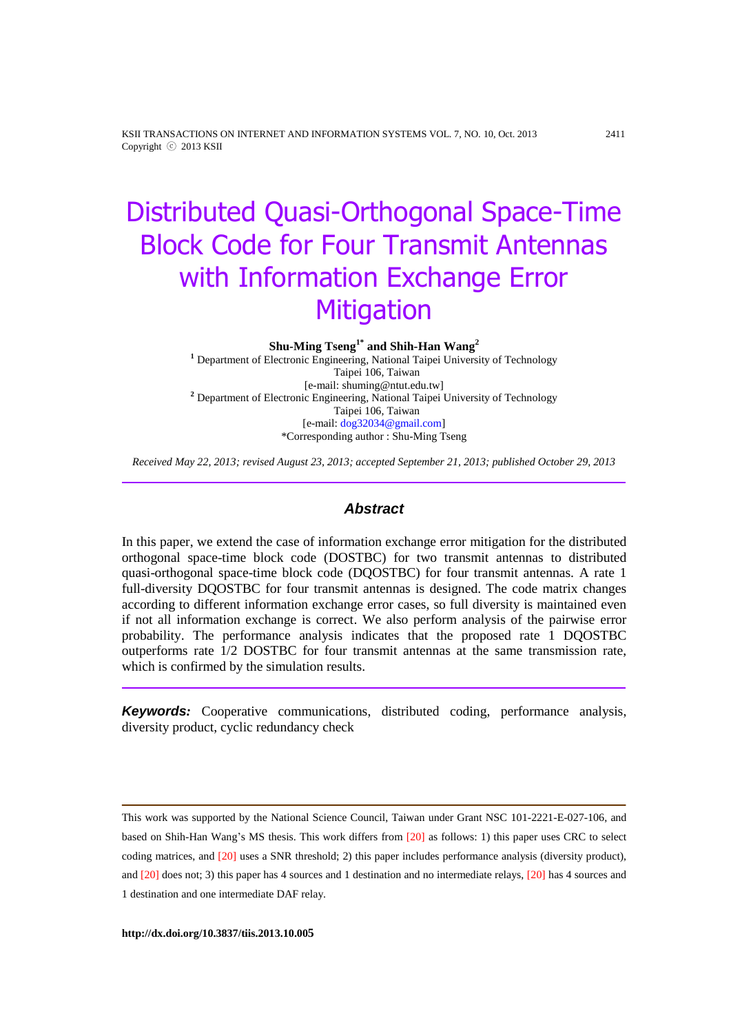# Distributed Quasi-Orthogonal Space-Time Block Code for Four Transmit Antennas with Information Exchange Error Mitigation

**Shu-Ming Tseng[1*] and Shih-Han Wang[2]**

[1] Department of Electronic Engineering, National Taipei University of Technology
Taipei 106, Taiwan
[e-mail: shuming@ntut.edu.tw]

[2] Department of Electronic Engineering, National Taipei University of Technology
Taipei 106, Taiwan
[e-mail: dog32034@gmail.com]

*Corresponding author : Shu-Ming Tseng

*Received May 22, 2013; revised August 23, 2013; accepted September 21, 2013; published October 29, 2013*

## Abstract

In this paper, we extend the case of information exchange error mitigation for the distributed orthogonal space-time block code (DOSTBC) for two transmit antennas to distributed quasi-orthogonal space-time block code (DQOSTBC) for four transmit antennas. A rate 1 full-diversity DQOSTBC for four transmit antennas is designed. The code matrix changes according to different information exchange error cases, so full diversity is maintained even if not all information exchange is correct. We also perform analysis of the pairwise error probability. The performance analysis indicates that the proposed rate 1 DQOSTBC outperforms rate 1/2 DOSTBC for four transmit antennas at the same transmission rate, which is confirmed by the simulation results.

***Keywords:*** Cooperative communications, distributed coding, performance analysis, diversity product, cyclic redundancy check

---

This work was supported by the National Science Council, Taiwan under Grant NSC 101-2221-E-027-106, and based on Shih-Han Wang's MS thesis. This work differs from [20] as follows: 1) this paper uses CRC to select coding matrices, and [20] uses a SNR threshold; 2) this paper includes performance analysis (diversity product), and [20] does not; 3) this paper has 4 sources and 1 destination and no intermediate relays, [20] has 4 sources and 1 destination and one intermediate DAF relay.

**http://dx.doi.org/10.3837/tiis.2013.10.005**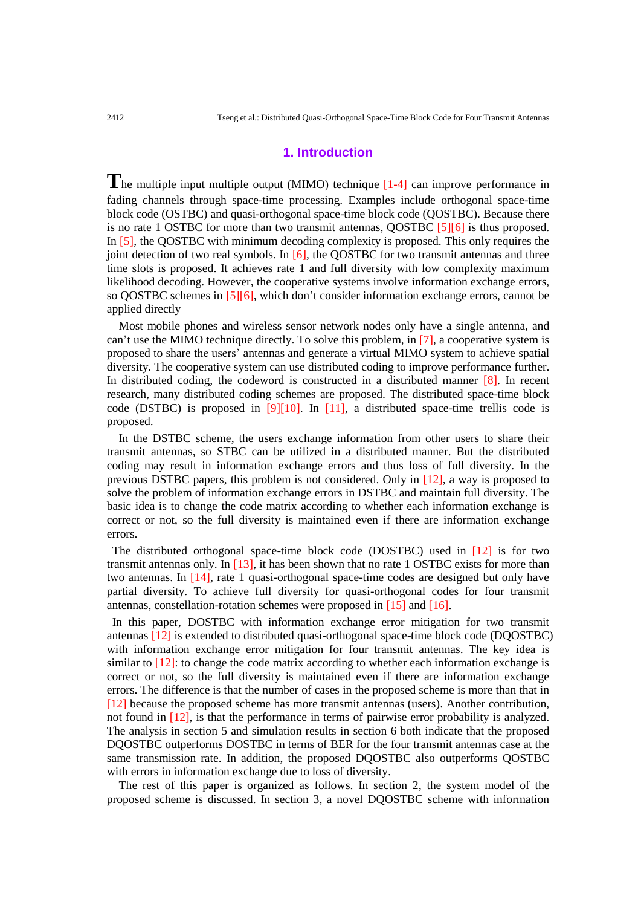## 1. Introduction

The multiple input multiple output (MIMO) technique [1-4] can improve performance in fading channels through space-time processing. Examples include orthogonal space-time block code (OSTBC) and quasi-orthogonal space-time block code (QOSTBC). Because there is no rate 1 OSTBC for more than two transmit antennas, QOSTBC [5][6] is thus proposed. In [5], the QOSTBC with minimum decoding complexity is proposed. This only requires the joint detection of two real symbols. In [6], the QOSTBC for two transmit antennas and three time slots is proposed. It achieves rate 1 and full diversity with low complexity maximum likelihood decoding. However, the cooperative systems involve information exchange errors, so QOSTBC schemes in [5][6], which don't consider information exchange errors, cannot be applied directly

Most mobile phones and wireless sensor network nodes only have a single antenna, and can't use the MIMO technique directly. To solve this problem, in [7], a cooperative system is proposed to share the users' antennas and generate a virtual MIMO system to achieve spatial diversity. The cooperative system can use distributed coding to improve performance further. In distributed coding, the codeword is constructed in a distributed manner [8]. In recent research, many distributed coding schemes are proposed. The distributed space-time block code (DSTBC) is proposed in [9][10]. In [11], a distributed space-time trellis code is proposed.

In the DSTBC scheme, the users exchange information from other users to share their transmit antennas, so STBC can be utilized in a distributed manner. But the distributed coding may result in information exchange errors and thus loss of full diversity. In the previous DSTBC papers, this problem is not considered. Only in [12], a way is proposed to solve the problem of information exchange errors in DSTBC and maintain full diversity. The basic idea is to change the code matrix according to whether each information exchange is correct or not, so the full diversity is maintained even if there are information exchange errors.

The distributed orthogonal space-time block code (DOSTBC) used in [12] is for two transmit antennas only. In [13], it has been shown that no rate 1 OSTBC exists for more than two antennas. In [14], rate 1 quasi-orthogonal space-time codes are designed but only have partial diversity. To achieve full diversity for quasi-orthogonal codes for four transmit antennas, constellation-rotation schemes were proposed in [15] and [16].

In this paper, DOSTBC with information exchange error mitigation for two transmit antennas [12] is extended to distributed quasi-orthogonal space-time block code (DQOSTBC) with information exchange error mitigation for four transmit antennas. The key idea is similar to [12]: to change the code matrix according to whether each information exchange is correct or not, so the full diversity is maintained even if there are information exchange errors. The difference is that the number of cases in the proposed scheme is more than that in [12] because the proposed scheme has more transmit antennas (users). Another contribution, not found in [12], is that the performance in terms of pairwise error probability is analyzed. The analysis in section 5 and simulation results in section 6 both indicate that the proposed DQOSTBC outperforms DOSTBC in terms of BER for the four transmit antennas case at the same transmission rate. In addition, the proposed DQOSTBC also outperforms QOSTBC with errors in information exchange due to loss of diversity.

The rest of this paper is organized as follows. In section 2, the system model of the proposed scheme is discussed. In section 3, a novel DQOSTBC scheme with information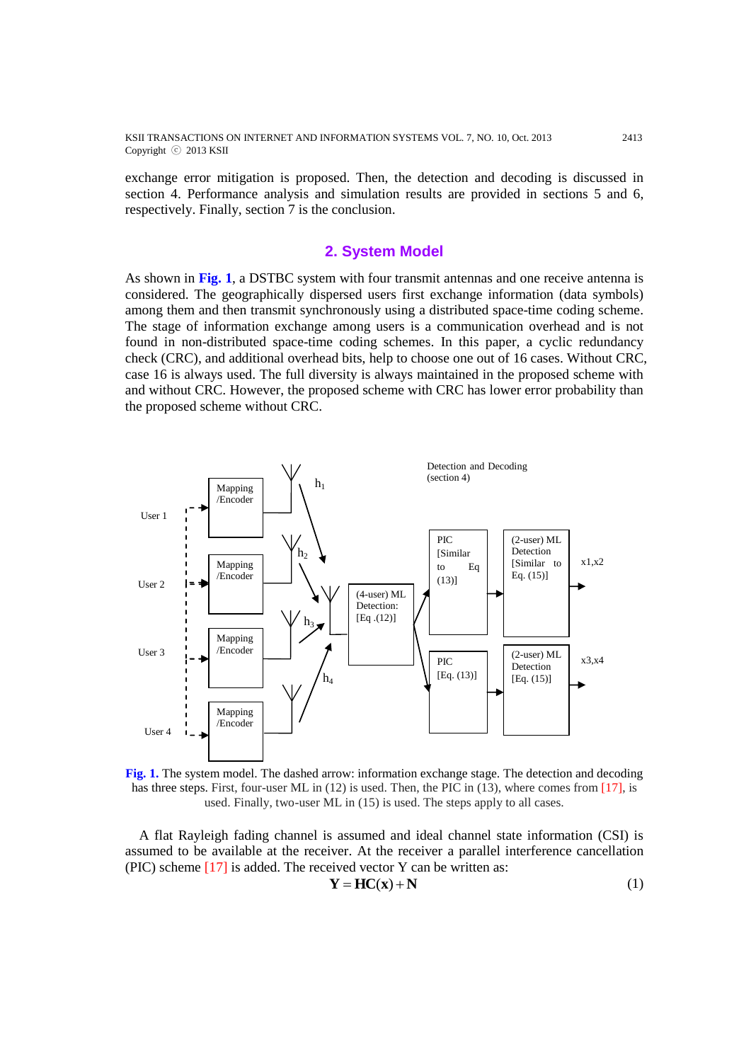exchange error mitigation is proposed. Then, the detection and decoding is discussed in section 4. Performance analysis and simulation results are provided in sections 5 and 6, respectively. Finally, section 7 is the conclusion.

## 2. System Model

As shown in **Fig. 1**, a DSTBC system with four transmit antennas and one receive antenna is considered. The geographically dispersed users first exchange information (data symbols) among them and then transmit synchronously using a distributed space-time coding scheme. The stage of information exchange among users is a communication overhead and is not found in non-distributed space-time coding schemes. In this paper, a cyclic redundancy check (CRC), and additional overhead bits, help to choose one out of 16 cases. Without CRC, case 16 is always used. The full diversity is always maintained in the proposed scheme with and without CRC. However, the proposed scheme with CRC has lower error probability than the proposed scheme without CRC.

**Fig. 1.** The system model. The dashed arrow: information exchange stage. The detection and decoding has three steps. First, four-user ML in (12) is used. Then, the PIC in (13), where comes from [17], is used. Finally, two-user ML in (15) is used. The steps apply to all cases.

A flat Rayleigh fading channel is assumed and ideal channel state information (CSI) is assumed to be available at the receiver. At the receiver a parallel interference cancellation (PIC) scheme [17] is added. The received vector Y can be written as:

$$\mathbf{Y} = \mathbf{HC}(\mathbf{x}) + \mathbf{N} \tag{1}$$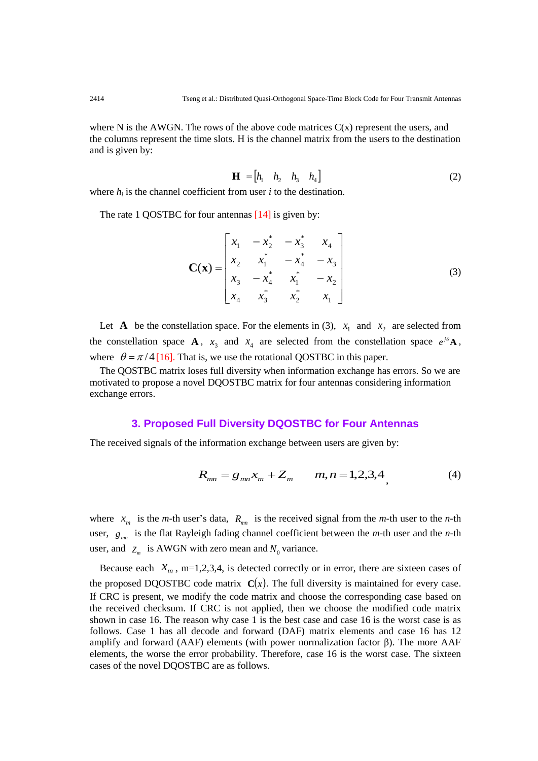where N is the AWGN. The rows of the above code matrices C(x) represent the users, and the columns represent the time slots. H is the channel matrix from the users to the destination and is given by:

$$\mathbf{H} = \begin{bmatrix} h_1 & h_2 & h_3 & h_4 \end{bmatrix} \tag{2}$$

where $h_i$ is the channel coefficient from user $i$ to the destination.

The rate 1 QOSTBC for four antennas [14] is given by:

$$\mathbf{C}(\mathbf{x}) = \begin{bmatrix} x_1 & -x_2^* & -x_3^* & x_4 \\ x_2 & x_1^* & -x_4^* & -x_3 \\ x_3 & -x_4^* & x_1^* & -x_2 \\ x_4 & x_3^* & x_2^* & x_1 \end{bmatrix} \tag{3}$$

Let $\mathbf{A}$ be the constellation space. For the elements in (3), $x_1$ and $x_2$ are selected from the constellation space $\mathbf{A}$, $x_3$ and $x_4$ are selected from the constellation space $e^{j\theta}\mathbf{A}$, where $\theta = \pi/4$ [16]. That is, we use the rotational QOSTBC in this paper.

The QOSTBC matrix loses full diversity when information exchange has errors. So we are motivated to propose a novel DQOSTBC matrix for four antennas considering information exchange errors.

## 3. Proposed Full Diversity DQOSTBC for Four Antennas

The received signals of the information exchange between users are given by:

$$R_{mn} = g_{mn} x_m + Z_m \qquad m, n = 1,2,3,4 \tag{4}$$

where $x_m$ is the $m$-th user's data, $R_{mn}$ is the received signal from the $m$-th user to the $n$-th user, $g_{mn}$ is the flat Rayleigh fading channel coefficient between the $m$-th user and the $n$-th user, and $Z_m$ is AWGN with zero mean and $N_0$ variance.

Because each $X_m$, m=1,2,3,4, is detected correctly or in error, there are sixteen cases of the proposed DQOSTBC code matrix $\mathbf{C}(x)$. The full diversity is maintained for every case. If CRC is present, we modify the code matrix and choose the corresponding case based on the received checksum. If CRC is not applied, then we choose the modified code matrix shown in case 16. The reason why case 1 is the best case and case 16 is the worst case is as follows. Case 1 has all decode and forward (DAF) matrix elements and case 16 has 12 amplify and forward (AAF) elements (with power normalization factor β). The more AAF elements, the worse the error probability. Therefore, case 16 is the worst case. The sixteen cases of the novel DQOSTBC are as follows.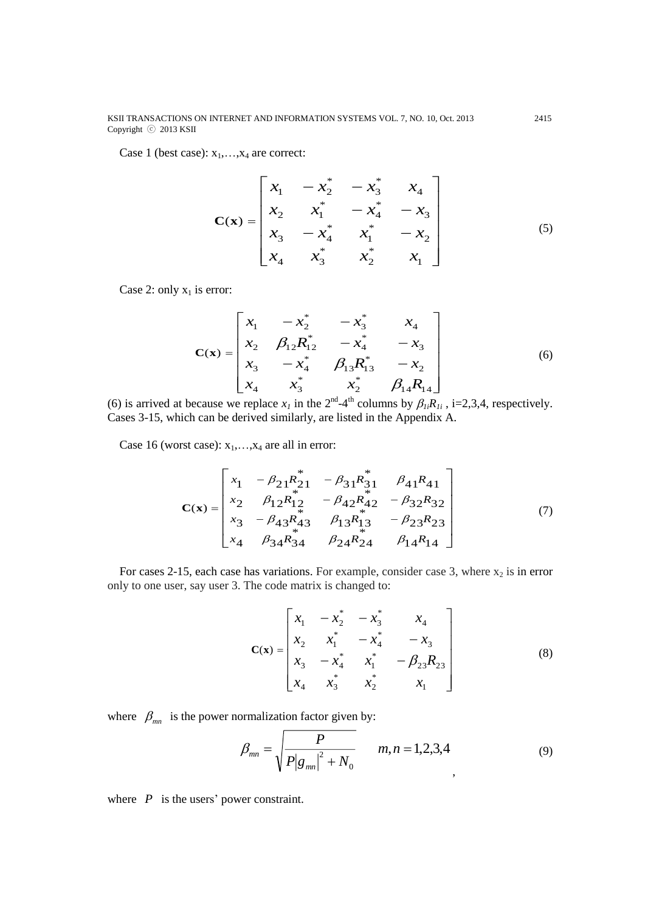Case 1 (best case): $x_1,\ldots,x_4$ are correct:

$$
\mathbf{C}(\mathbf{x}) = \begin{bmatrix} x_1 & -x_2^* & -x_3^* & x_4 \\ x_2 & x_1^* & -x_4^* & -x_3 \\ x_3 & -x_4^* & x_1^* & -x_2 \\ x_4 & x_3^* & x_2^* & x_1 \end{bmatrix} \tag{5}
$$

Case 2: only $x_1$ is error:

$$
\mathbf{C}(\mathbf{x}) = \begin{bmatrix} x_1 & -x_2^* & -x_3^* & x_4 \\ x_2 & \beta_{12}R_{12}^* & -x_4^* & -x_3 \\ x_3 & -x_4^* & \beta_{13}R_{13}^* & -x_2 \\ x_4 & x_3^* & x_2^* & \beta_{14}R_{14} \end{bmatrix} \tag{6}
$$

(6) is arrived at because we replace $x_1$ in the 2nd-4th columns by $\beta_{1i}R_{1i}$ , i=2,3,4, respectively. Cases 3-15, which can be derived similarly, are listed in the Appendix A.

Case 16 (worst case): $x_1,\ldots,x_4$ are all in error:

$$
\mathbf{C}(\mathbf{x}) = \begin{bmatrix} x_1 & -\beta_{21}R_{21}^* & -\beta_{31}R_{31}^* & \beta_{41}R_{41} \\ x_2 & \beta_{12}R_{12}^* & -\beta_{42}R_{42}^* & -\beta_{32}R_{32} \\ x_3 & -\beta_{43}R_{43}^* & \beta_{13}R_{13}^* & -\beta_{23}R_{23} \\ x_4 & \beta_{34}R_{34}^* & \beta_{24}R_{24}^* & \beta_{14}R_{14} \end{bmatrix} \tag{7}
$$

For cases 2-15, each case has variations. For example, consider case 3, where $x_2$ is in error only to one user, say user 3. The code matrix is changed to:

$$
\mathbf{C}(\mathbf{x}) = \begin{bmatrix} x_1 & -x_2^* & -x_3^* & x_4 \\ x_2 & x_1^* & -x_4^* & -x_3 \\ x_3 & -x_4^* & x_1^* & -\beta_{23}R_{23} \\ x_4 & x_3^* & x_2^* & x_1 \end{bmatrix} \tag{8}
$$

where $\beta_{mn}$ is the power normalization factor given by:

$$
\beta_{mn} = \sqrt{\frac{P}{P|g_{mn}|^2 + N_0}} \qquad m,n = 1,2,3,4 \tag{9}
$$

where $P$ is the users' power constraint.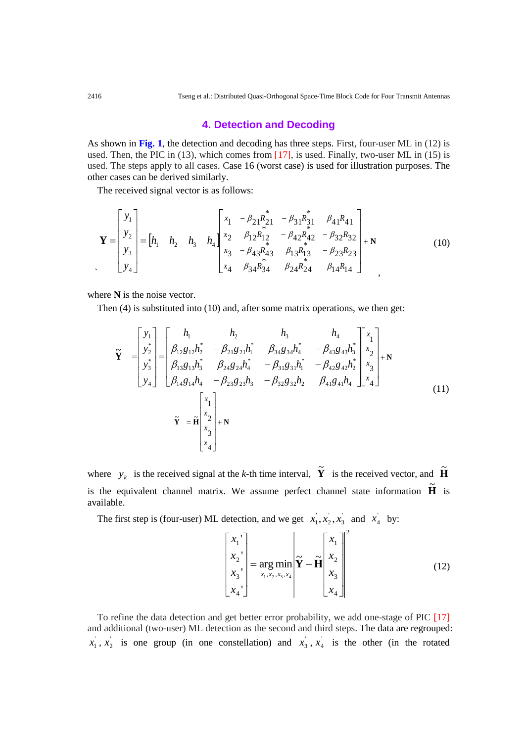## 4. Detection and Decoding

As shown in **Fig. 1**, the detection and decoding has three steps. First, four-user ML in (12) is used. Then, the PIC in (13), which comes from [17], is used. Finally, two-user ML in (15) is used. The steps apply to all cases. Case 16 (worst case) is used for illustration purposes. The other cases can be derived similarly.

The received signal vector is as follows:

$$
\mathbf{Y}=\begin{bmatrix} y_1 \\ y_2 \\ y_3 \\ y_4 \end{bmatrix}=\begin{bmatrix} h_1 & h_2 & h_3 & h_4 \end{bmatrix}\begin{bmatrix} x_1 & -\beta_{21}R_{21}^{*} & -\beta_{31}R_{31}^{*} & \beta_{41}R_{41} \\ x_2 & \beta_{12}R_{12}^{*} & -\beta_{42}R_{42}^{*} & -\beta_{32}R_{32} \\ x_3 & -\beta_{43}R_{43}^{*} & \beta_{13}R_{13}^{*} & -\beta_{23}R_{23} \\ x_4 & \beta_{34}R_{34}^{*} & \beta_{24}R_{24}^{*} & \beta_{14}R_{14} \end{bmatrix}+\mathbf{N} \tag{10}
$$

where **N** is the noise vector.

Then (4) is substituted into (10) and, after some matrix operations, we then get:

$$
\begin{aligned}
\tilde{\mathbf{Y}} &= \begin{bmatrix} y_1 \\ y_2^{*} \\ y_3^{*} \\ y_4 \end{bmatrix}=\begin{bmatrix} h_1 & h_2 & h_3 & h_4 \\ \beta_{12}g_{12}h_2^{*} & -\beta_{21}g_{21}h_1^{*} & \beta_{34}g_{34}h_4^{*} & -\beta_{43}g_{43}h_3^{*} \\ \beta_{13}g_{13}h_3^{*} & \beta_{24}g_{24}h_4^{*} & -\beta_{31}g_{31}h_1^{*} & -\beta_{42}g_{42}h_2^{*} \\ \beta_{14}g_{14}h_4 & -\beta_{23}g_{23}h_3 & -\beta_{32}g_{32}h_2 & \beta_{41}g_{41}h_4 \end{bmatrix}\begin{bmatrix} x_1 \\ x_2 \\ x_3 \\ x_4 \end{bmatrix}+\mathbf{N} \\
\tilde{\mathbf{Y}} &= \tilde{\mathbf{H}}\begin{bmatrix} x_1 \\ x_2 \\ x_3 \\ x_4 \end{bmatrix}+\mathbf{N}
\end{aligned} \tag{11}
$$

where $y_k$ is the received signal at the *k*-th time interval, $\tilde{\mathbf{Y}}$ is the received vector, and $\tilde{\mathbf{H}}$ is the equivalent channel matrix. We assume perfect channel state information $\tilde{\mathbf{H}}$ is available.

The first step is (four-user) ML detection, and we get $x_1^{'}, x_2^{'}, x_3^{'}$ and $x_4^{'}$ by:

$$
\begin{bmatrix} x_1{'} \\ x_2{'} \\ x_3{'} \\ x_4{'} \end{bmatrix}=\arg\min_{x_1,x_2,x_3,x_4}\left|\tilde{\mathbf{Y}}-\tilde{\mathbf{H}}\begin{bmatrix} x_1 \\ x_2 \\ x_3 \\ x_4 \end{bmatrix}\right|^2 \tag{12}
$$

To refine the data detection and get better error probability, we add one-stage of PIC [17] and additional (two-user) ML detection as the second and third steps. The data are regrouped: $x_1^{'}$, $x_2^{'}$ is one group (in one constellation) and $x_3^{'}$, $x_4^{'}$ is the other (in the rotated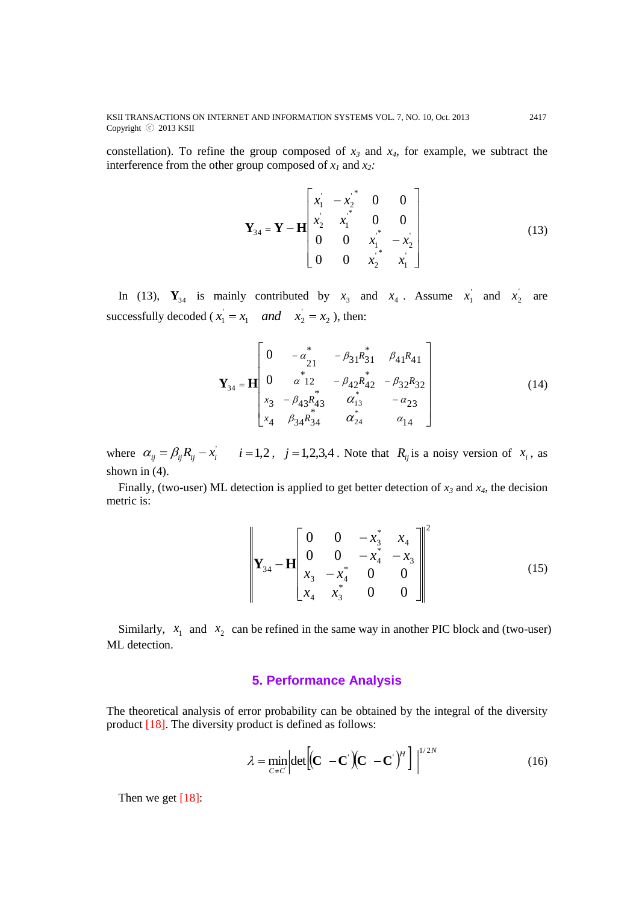constellation). To refine the group composed of $x_3$ and $x_4$, for example, we subtract the interference from the other group composed of $x_1$ and $x_2$:

$$\mathbf{Y}_{34} = \mathbf{Y} - \mathbf{H}\begin{bmatrix} x_1' & -x_2'^* & 0 & 0 \\ x_2' & x_1'^* & 0 & 0 \\ 0 & 0 & x_1'^* & -x_2' \\ 0 & 0 & x_2'^* & x_1' \end{bmatrix} \tag{13}$$

In (13), $\mathbf{Y}_{34}$ is mainly contributed by $x_3$ and $x_4$. Assume $x_1'$ and $x_2'$ are successfully decoded ($x_1' = x_1$ *and* $x_2' = x_2$), then:

$$\mathbf{Y}_{34} = \mathbf{H}\begin{bmatrix} 0 & -\alpha_{21}^* & -\beta_{31}R_{31}^* & \beta_{41}R_{41} \\ 0 & \alpha_{12}^* & -\beta_{42}R_{42}^* & -\beta_{32}R_{32} \\ x_3 & -\beta_{43}R_{43}^* & \alpha_{13}^* & -\alpha_{23} \\ x_4 & \beta_{34}R_{34}^* & \alpha_{24}^* & \alpha_{14} \end{bmatrix} \tag{14}$$

where $\alpha_{ij} = \beta_{ij}R_{ij} - x_i'$ $\quad i = 1,2$, $j = 1,2,3,4$. Note that $R_{ij}$ is a noisy version of $x_i$, as shown in (4).

Finally, (two-user) ML detection is applied to get better detection of $x_3$ and $x_4$, the decision metric is:

$$\left\| \mathbf{Y}_{34} - \mathbf{H}\begin{bmatrix} 0 & 0 & -x_3^* & x_4 \\ 0 & 0 & -x_4^* & -x_3 \\ x_3 & -x_4^* & 0 & 0 \\ x_4 & x_3^* & 0 & 0 \end{bmatrix} \right\|^2 \tag{15}$$

Similarly, $x_1$ and $x_2$ can be refined in the same way in another PIC block and (two-user) ML detection.

## 5. Performance Analysis

The theoretical analysis of error probability can be obtained by the integral of the diversity product [18]. The diversity product is defined as follows:

$$\lambda = \min_{C \neq C'} \left| \det\left[ \left(\mathbf{C} - \mathbf{C}'\right)\left(\mathbf{C} - \mathbf{C}'\right)^H \right] \right|^{1/2N} \tag{16}$$

Then we get [18]: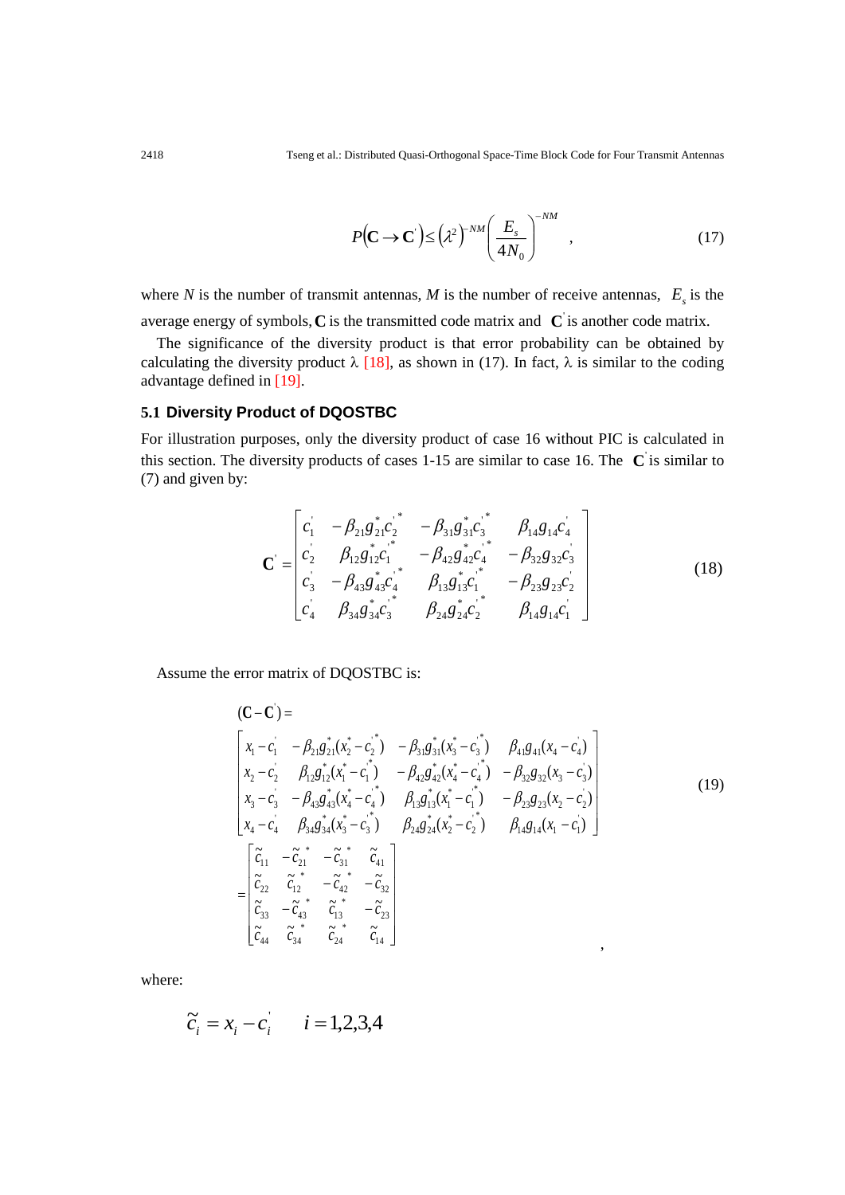$$
P\left(\mathbf{C} \rightarrow \mathbf{C}^{'}\right) \leq \left(\lambda^{2}\right)^{-NM} \left(\frac{E_s}{4N_0}\right)^{-NM} \quad , \tag{17}
$$

where $N$ is the number of transmit antennas, $M$ is the number of receive antennas, $E_s$ is the average energy of symbols, $\mathbf{C}$ is the transmitted code matrix and $\mathbf{C}^{'}$ is another code matrix.

The significance of the diversity product is that error probability can be obtained by calculating the diversity product $\lambda$ [18], as shown in (17). In fact, $\lambda$ is similar to the coding advantage defined in [19].

### 5.1 Diversity Product of DQOSTBC

For illustration purposes, only the diversity product of case 16 without PIC is calculated in this section. The diversity products of cases 1-15 are similar to case 16. The $\mathbf{C}^{'}$ is similar to (7) and given by:

$$
\mathbf{C}^{'} = \begin{bmatrix} c_1^{'} & -\beta_{21} g_{21}^{*} c_2^{'*} & -\beta_{31} g_{31}^{*} c_3^{'*} & \beta_{14} g_{14} c_4^{'} \\ c_2^{'} & \beta_{12} g_{12}^{*} c_1^{'*} & -\beta_{42} g_{42}^{*} c_4^{'*} & -\beta_{32} g_{32} c_3^{'} \\ c_3^{'} & -\beta_{43} g_{43}^{*} c_4^{'*} & \beta_{13} g_{13}^{*} c_1^{'*} & -\beta_{23} g_{23} c_2^{'} \\ c_4^{'} & \beta_{34} g_{34}^{*} c_3^{'*} & \beta_{24} g_{24}^{*} c_2^{'*} & \beta_{14} g_{14} c_1^{'} \end{bmatrix} \tag{18}
$$

Assume the error matrix of DQOSTBC is:

$$
\begin{aligned}
&(\mathbf{C} - \mathbf{C}^{'}) = \\
&\begin{bmatrix} x_1 - c_1^{'} & -\beta_{21} g_{21}^{*}(x_2^{*} - c_2^{'*}) & -\beta_{31} g_{31}^{*}(x_3^{*} - c_3^{'*}) & \beta_{41} g_{41}(x_4 - c_4^{'}) \\ x_2 - c_2^{'} & \beta_{12} g_{12}^{*}(x_1^{*} - c_1^{'*}) & -\beta_{42} g_{42}^{*}(x_4^{*} - c_4^{'*}) & -\beta_{32} g_{32}(x_3 - c_3^{'}) \\ x_3 - c_3^{'} & -\beta_{43} g_{43}^{*}(x_4^{*} - c_4^{'*}) & \beta_{13} g_{13}^{*}(x_1^{*} - c_1^{'*}) & -\beta_{23} g_{23}(x_2 - c_2^{'}) \\ x_4 - c_4^{'} & \beta_{34} g_{34}^{*}(x_3^{*} - c_3^{'*}) & \beta_{24} g_{24}^{*}(x_2^{*} - c_2^{'*}) & \beta_{14} g_{14}(x_1 - c_1^{'}) \end{bmatrix} \\
&= \begin{bmatrix} \tilde{c}_{11} & -\tilde{c}_{21}^{\ *} & -\tilde{c}_{31}^{\ *} & \tilde{c}_{41} \\ \tilde{c}_{22} & \tilde{c}_{12}^{\ *} & -\tilde{c}_{42}^{\ *} & -\tilde{c}_{32} \\ \tilde{c}_{33} & -\tilde{c}_{43}^{\ *} & \tilde{c}_{13}^{\ *} & -\tilde{c}_{23} \\ \tilde{c}_{44} & \tilde{c}_{34}^{\ *} & \tilde{c}_{24}^{\ *} & \tilde{c}_{14} \end{bmatrix} ,
\end{aligned} \tag{19}
$$

where:

$$
\tilde{c}_i = x_i - c_i^{'} \qquad i = 1,2,3,4
$$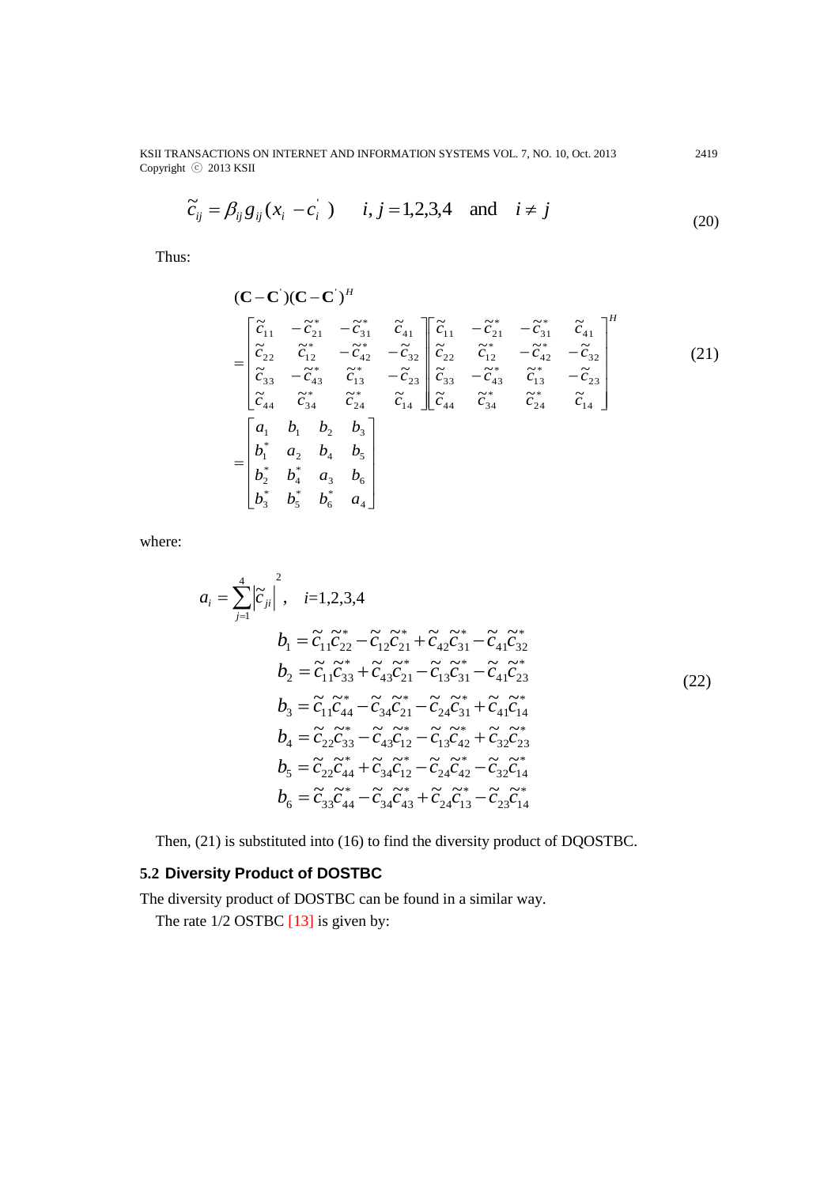$$\tilde{c}_{ij} = \beta_{ij} g_{ij} (x_i - c_i^{'}) \qquad i, j = 1,2,3,4 \quad \text{and} \quad i \neq j \tag{20}$$

Thus:

$$
\begin{aligned}
&(\mathbf{C}-\mathbf{C}^{'})(\mathbf{C}-\mathbf{C}^{'})^H \\
&= \begin{bmatrix} \tilde{c}_{11} & -\tilde{c}_{21}^* & -\tilde{c}_{31}^* & \tilde{c}_{41} \\ \tilde{c}_{22} & \tilde{c}_{12}^* & -\tilde{c}_{42}^* & -\tilde{c}_{32} \\ \tilde{c}_{33} & -\tilde{c}_{43}^* & \tilde{c}_{13}^* & -\tilde{c}_{23} \\ \tilde{c}_{44} & \tilde{c}_{34}^* & \tilde{c}_{24}^* & \tilde{c}_{14} \end{bmatrix} \begin{bmatrix} \tilde{c}_{11} & -\tilde{c}_{21}^* & -\tilde{c}_{31}^* & \tilde{c}_{41} \\ \tilde{c}_{22} & \tilde{c}_{12}^* & -\tilde{c}_{42}^* & -\tilde{c}_{32} \\ \tilde{c}_{33} & -\tilde{c}_{43}^* & \tilde{c}_{13}^* & -\tilde{c}_{23} \\ \tilde{c}_{44} & \tilde{c}_{34}^* & \tilde{c}_{24}^* & \tilde{c}_{14} \end{bmatrix}^H \\
&= \begin{bmatrix} a_1 & b_1 & b_2 & b_3 \\ b_1^* & a_2 & b_4 & b_5 \\ b_2^* & b_4^* & a_3 & b_6 \\ b_3^* & b_5^* & b_6^* & a_4 \end{bmatrix}
\end{aligned}
\tag{21}
$$

where:

$$
\begin{aligned}
a_i &= \sum_{j=1}^{4} \left| \tilde{c}_{ji} \right|^2, \quad i=1,2,3,4 \\
b_1 &= \tilde{c}_{11}\tilde{c}_{22}^* - \tilde{c}_{12}\tilde{c}_{21}^* + \tilde{c}_{42}\tilde{c}_{31}^* - \tilde{c}_{41}\tilde{c}_{32}^* \\
b_2 &= \tilde{c}_{11}\tilde{c}_{33}^* + \tilde{c}_{43}\tilde{c}_{21}^* - \tilde{c}_{13}\tilde{c}_{31}^* - \tilde{c}_{41}\tilde{c}_{23}^* \\
b_3 &= \tilde{c}_{11}\tilde{c}_{44}^* - \tilde{c}_{34}\tilde{c}_{21}^* - \tilde{c}_{24}\tilde{c}_{31}^* + \tilde{c}_{41}\tilde{c}_{14}^* \\
b_4 &= \tilde{c}_{22}\tilde{c}_{33}^* - \tilde{c}_{43}\tilde{c}_{12}^* - \tilde{c}_{13}\tilde{c}_{42}^* + \tilde{c}_{32}\tilde{c}_{23}^* \\
b_5 &= \tilde{c}_{22}\tilde{c}_{44}^* + \tilde{c}_{34}\tilde{c}_{12}^* - \tilde{c}_{24}\tilde{c}_{42}^* - \tilde{c}_{32}\tilde{c}_{14}^* \\
b_6 &= \tilde{c}_{33}\tilde{c}_{44}^* - \tilde{c}_{34}\tilde{c}_{43}^* + \tilde{c}_{24}\tilde{c}_{13}^* - \tilde{c}_{23}\tilde{c}_{14}^*
\end{aligned}
\tag{22}
$$

Then, (21) is substituted into (16) to find the diversity product of DQOSTBC.

### 5.2 Diversity Product of DOSTBC

The diversity product of DOSTBC can be found in a similar way.

The rate 1/2 OSTBC [13] is given by: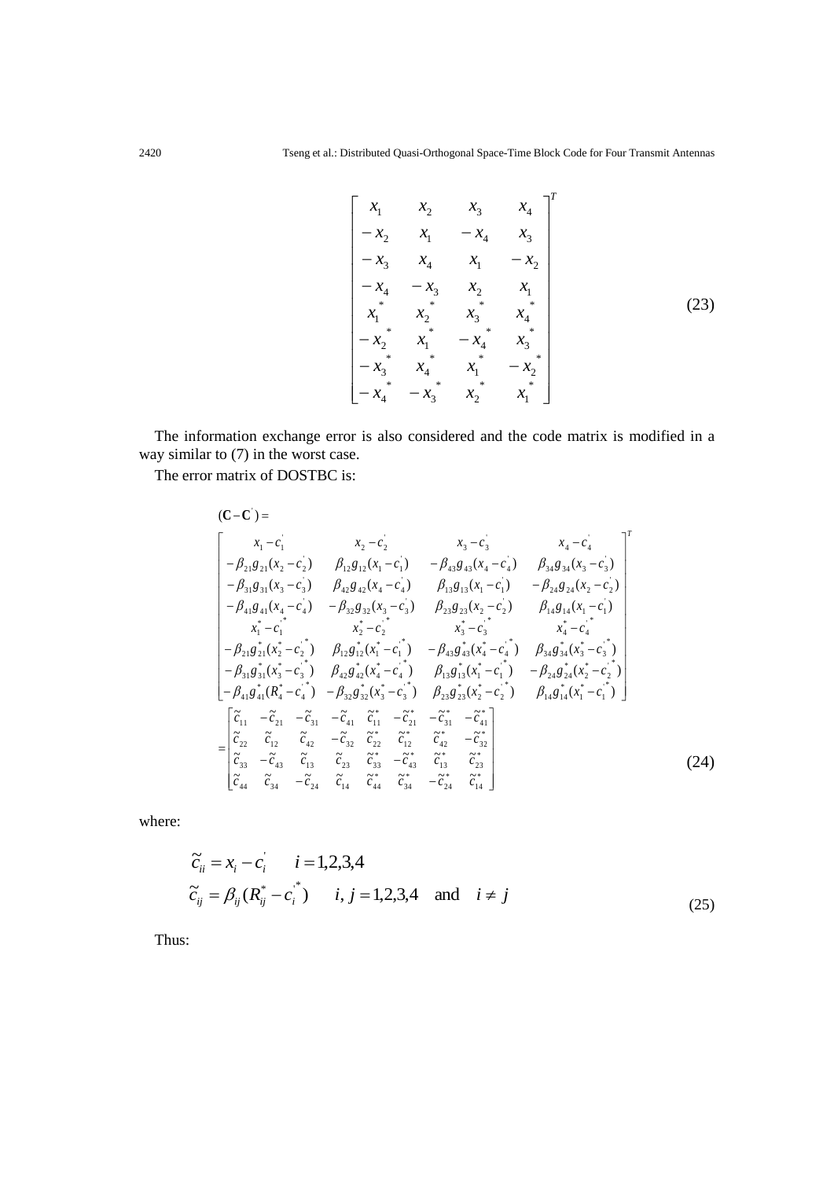$$
\begin{bmatrix}
x_1 & x_2 & x_3 & x_4 \\
-x_2 & x_1 & -x_4 & x_3 \\
-x_3 & x_4 & x_1 & -x_2 \\
-x_4 & -x_3 & x_2 & x_1 \\
x_1^* & x_2^* & x_3^* & x_4^* \\
-x_2^* & x_1^* & -x_4^* & x_3^* \\
-x_3^* & x_4^* & x_1^* & -x_2^* \\
-x_4^* & -x_3^* & x_2^* & x_1^*
\end{bmatrix}^T \tag{23}
$$

The information exchange error is also considered and the code matrix is modified in a way similar to (7) in the worst case.

The error matrix of DOSTBC is:

$$
(\mathbf{C}-\mathbf{C}^{'}) =
$$

$$
\begin{bmatrix}
x_1 - c_1^{'} & x_2 - c_2^{'} & x_3 - c_3^{'} & x_4 - c_4^{'} \\
-\beta_{21} g_{21}(x_2 - c_2^{'}) & \beta_{12} g_{12}(x_1 - c_1^{'}) & -\beta_{43} g_{43}(x_4 - c_4^{'}) & \beta_{34} g_{34}(x_3 - c_3^{'}) \\
-\beta_{31} g_{31}(x_3 - c_3^{'}) & \beta_{42} g_{42}(x_4 - c_4^{'}) & \beta_{13} g_{13}(x_1 - c_1^{'}) & -\beta_{24} g_{24}(x_2 - c_2^{'}) \\
-\beta_{41} g_{41}(x_4 - c_4^{'}) & -\beta_{32} g_{32}(x_3 - c_3^{'}) & \beta_{23} g_{23}(x_2 - c_2^{'}) & \beta_{14} g_{14}(x_1 - c_1^{'}) \\
x_1^* - c_1^{'*} & x_2^* - c_2^{'*} & x_3^* - c_3^{'*} & x_4^* - c_4^{'*} \\
-\beta_{21} g_{21}^*(x_2^* - c_2^{'*}) & \beta_{12} g_{12}^*(x_1^* - c_1^{'*}) & -\beta_{43} g_{43}^*(x_4^* - c_4^{'*}) & \beta_{34} g_{34}^*(x_3^* - c_3^{'*}) \\
-\beta_{31} g_{31}^*(x_3^* - c_3^{'*}) & \beta_{42} g_{42}^*(x_4^* - c_4^{'*}) & \beta_{13} g_{13}^*(x_1^* - c_1^{'*}) & -\beta_{24} g_{24}^*(x_2^* - c_2^{'*}) \\
-\beta_{41} g_{41}^*(R_4^* - c_4^{'*}) & -\beta_{32} g_{32}^*(x_3^* - c_3^{'*}) & \beta_{23} g_{23}^*(x_2^* - c_2^{'*}) & \beta_{14} g_{14}^*(x_1^* - c_1^{'*})
\end{bmatrix}^T
$$

$$
= \begin{bmatrix}
\tilde{c}_{11} & -\tilde{c}_{21} & -\tilde{c}_{31} & -\tilde{c}_{41} & \tilde{c}_{11}^* & -\tilde{c}_{21}^* & -\tilde{c}_{31}^* & -\tilde{c}_{41}^* \\
\tilde{c}_{22} & \tilde{c}_{12} & \tilde{c}_{42} & -\tilde{c}_{32} & \tilde{c}_{22}^* & \tilde{c}_{12}^* & \tilde{c}_{42}^* & -\tilde{c}_{32}^* \\
\tilde{c}_{33} & -\tilde{c}_{43} & \tilde{c}_{13} & \tilde{c}_{23} & \tilde{c}_{33}^* & -\tilde{c}_{43}^* & \tilde{c}_{13}^* & \tilde{c}_{23}^* \\
\tilde{c}_{44} & \tilde{c}_{34} & -\tilde{c}_{24} & \tilde{c}_{14} & \tilde{c}_{44}^* & \tilde{c}_{34}^* & -\tilde{c}_{24}^* & \tilde{c}_{14}^*
\end{bmatrix} \tag{24}
$$

where:

$$
\begin{aligned}
&\tilde{c}_{ii} = x_i - c_i^{'} \qquad i = 1,2,3,4 \\
&\tilde{c}_{ij} = \beta_{ij}(R_{ij}^* - c_i^{'*}) \qquad i, j = 1,2,3,4 \quad \text{and} \quad i \neq j
\end{aligned} \tag{25}
$$

Thus: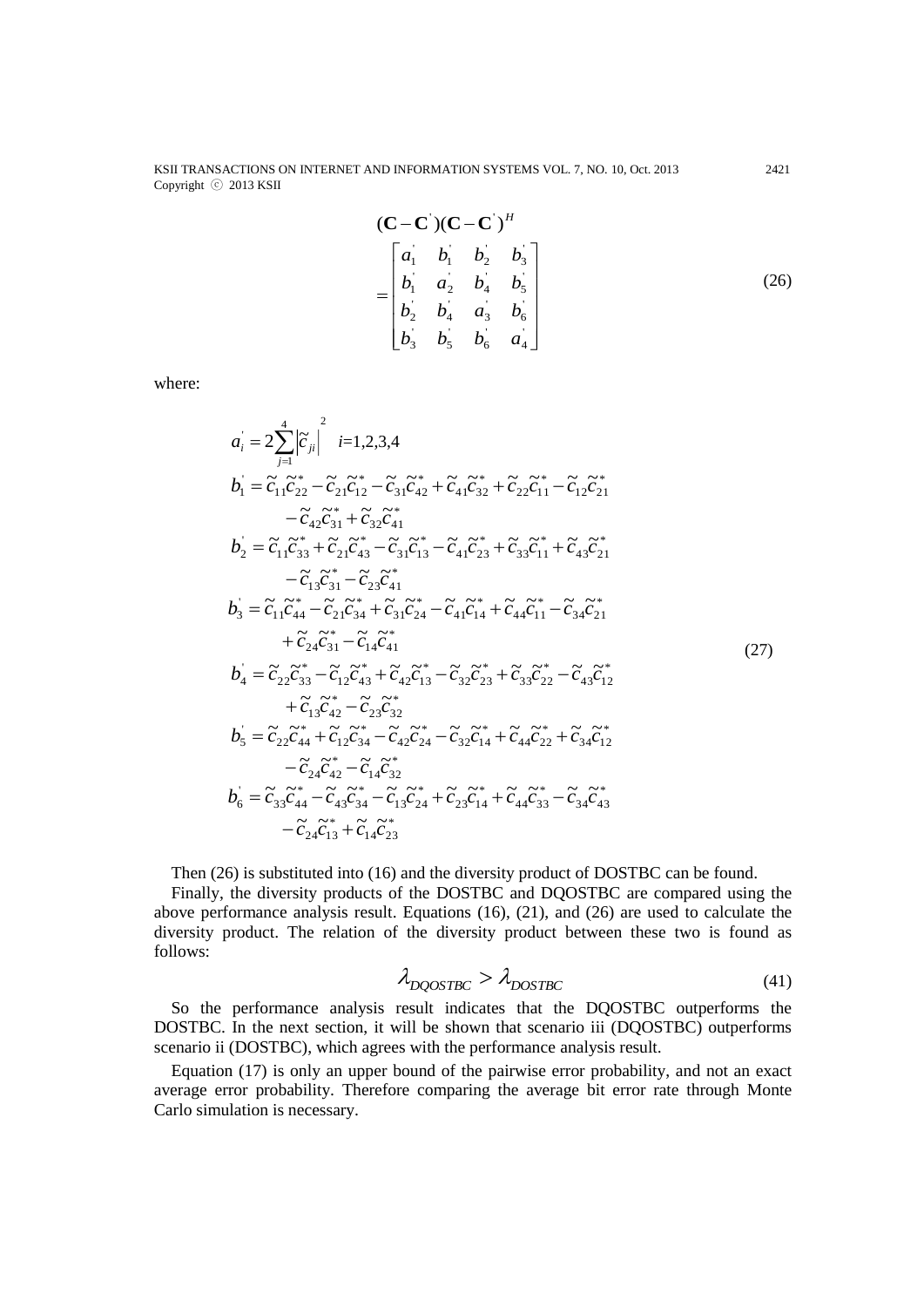$$
(\mathbf{C}-\mathbf{C}^{'})(\mathbf{C}-\mathbf{C}^{'})^{H} = \begin{bmatrix} a_1^{'} & b_1^{'} & b_2^{'} & b_3^{'} \\ b_1^{'} & a_2^{'} & b_4^{'} & b_5^{'} \\ b_2^{'} & b_4^{'} & a_3^{'} & b_6^{'} \\ b_3^{'} & b_5^{'} & b_6^{'} & a_4^{'} \end{bmatrix} \tag{26}
$$

where:

$$
\begin{aligned}
a_i^{'} &= 2\sum_{j=1}^{4}\left|\widetilde{c}_{ji}\right|^{2} \quad i\text{=1,2,3,4} \\
b_1^{'} &= \widetilde{c}_{11}\widetilde{c}_{22}^{*} - \widetilde{c}_{21}\widetilde{c}_{12}^{*} - \widetilde{c}_{31}\widetilde{c}_{42}^{*} + \widetilde{c}_{41}\widetilde{c}_{32}^{*} + \widetilde{c}_{22}\widetilde{c}_{11}^{*} - \widetilde{c}_{12}\widetilde{c}_{21}^{*} \\
&\quad - \widetilde{c}_{42}\widetilde{c}_{31}^{*} + \widetilde{c}_{32}\widetilde{c}_{41}^{*} \\
b_2^{'} &= \widetilde{c}_{11}\widetilde{c}_{33}^{*} + \widetilde{c}_{21}\widetilde{c}_{43}^{*} - \widetilde{c}_{31}\widetilde{c}_{13}^{*} - \widetilde{c}_{41}\widetilde{c}_{23}^{*} + \widetilde{c}_{33}\widetilde{c}_{11}^{*} + \widetilde{c}_{43}\widetilde{c}_{21}^{*} \\
&\quad - \widetilde{c}_{13}\widetilde{c}_{31}^{*} - \widetilde{c}_{23}\widetilde{c}_{41}^{*} \\
b_3^{'} &= \widetilde{c}_{11}\widetilde{c}_{44}^{*} - \widetilde{c}_{21}\widetilde{c}_{34}^{*} + \widetilde{c}_{31}\widetilde{c}_{24}^{*} - \widetilde{c}_{41}\widetilde{c}_{14}^{*} + \widetilde{c}_{44}\widetilde{c}_{11}^{*} - \widetilde{c}_{34}\widetilde{c}_{21}^{*} \\
&\quad + \widetilde{c}_{24}\widetilde{c}_{31}^{*} - \widetilde{c}_{14}\widetilde{c}_{41}^{*} \\
b_4^{'} &= \widetilde{c}_{22}\widetilde{c}_{33}^{*} - \widetilde{c}_{12}\widetilde{c}_{43}^{*} + \widetilde{c}_{42}\widetilde{c}_{13}^{*} - \widetilde{c}_{32}\widetilde{c}_{23}^{*} + \widetilde{c}_{33}\widetilde{c}_{22}^{*} - \widetilde{c}_{43}\widetilde{c}_{12}^{*} \\
&\quad + \widetilde{c}_{13}\widetilde{c}_{42}^{*} - \widetilde{c}_{23}\widetilde{c}_{32}^{*} \\
b_5^{'} &= \widetilde{c}_{22}\widetilde{c}_{44}^{*} + \widetilde{c}_{12}\widetilde{c}_{34}^{*} - \widetilde{c}_{42}\widetilde{c}_{24}^{*} - \widetilde{c}_{32}\widetilde{c}_{14}^{*} + \widetilde{c}_{44}\widetilde{c}_{22}^{*} + \widetilde{c}_{34}\widetilde{c}_{12}^{*} \\
&\quad - \widetilde{c}_{24}\widetilde{c}_{42}^{*} - \widetilde{c}_{14}\widetilde{c}_{32}^{*} \\
b_6^{'} &= \widetilde{c}_{33}\widetilde{c}_{44}^{*} - \widetilde{c}_{43}\widetilde{c}_{34}^{*} - \widetilde{c}_{13}\widetilde{c}_{24}^{*} + \widetilde{c}_{23}\widetilde{c}_{14}^{*} + \widetilde{c}_{44}\widetilde{c}_{33}^{*} - \widetilde{c}_{34}\widetilde{c}_{43}^{*} \\
&\quad - \widetilde{c}_{24}\widetilde{c}_{13}^{*} + \widetilde{c}_{14}\widetilde{c}_{23}^{*}
\end{aligned} \tag{27}
$$

Then (26) is substituted into (16) and the diversity product of DOSTBC can be found.

Finally, the diversity products of the DOSTBC and DQOSTBC are compared using the above performance analysis result. Equations (16), (21), and (26) are used to calculate the diversity product. The relation of the diversity product between these two is found as follows:

$$
\lambda_{DQOSTBC} > \lambda_{DOSTBC} \tag{41}
$$

So the performance analysis result indicates that the DQOSTBC outperforms the DOSTBC. In the next section, it will be shown that scenario iii (DQOSTBC) outperforms scenario ii (DOSTBC), which agrees with the performance analysis result.

Equation (17) is only an upper bound of the pairwise error probability, and not an exact average error probability. Therefore comparing the average bit error rate through Monte Carlo simulation is necessary.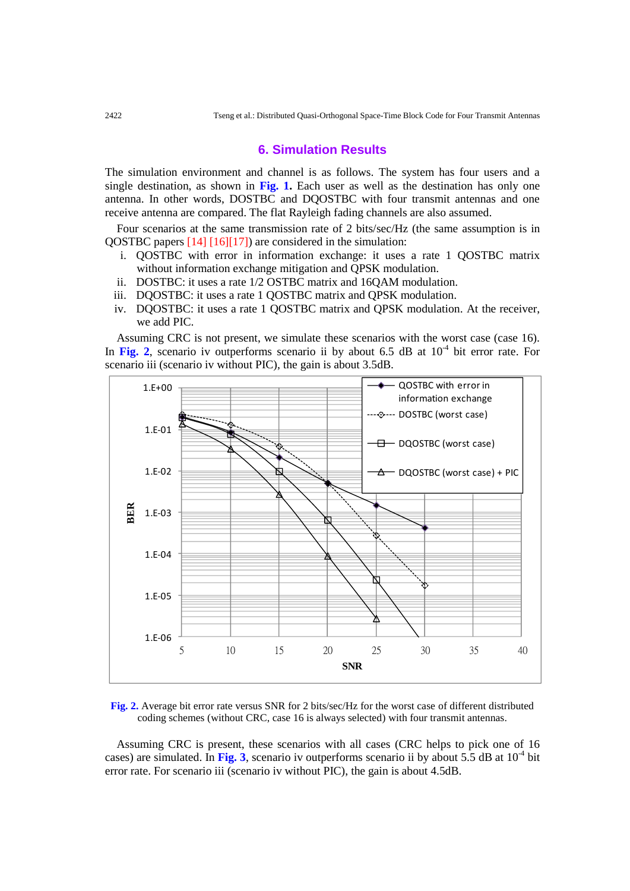## 6. Simulation Results

The simulation environment and channel is as follows. The system has four users and a single destination, as shown in **Fig. 1.** Each user as well as the destination has only one antenna. In other words, DOSTBC and DQOSTBC with four transmit antennas and one receive antenna are compared. The flat Rayleigh fading channels are also assumed.

Four scenarios at the same transmission rate of 2 bits/sec/Hz (the same assumption is in QOSTBC papers [14] [16][17]) are considered in the simulation:

i. QOSTBC with error in information exchange: it uses a rate 1 QOSTBC matrix without information exchange mitigation and QPSK modulation.
ii. DOSTBC: it uses a rate 1/2 OSTBC matrix and 16QAM modulation.
iii. DQOSTBC: it uses a rate 1 QOSTBC matrix and QPSK modulation.
iv. DQOSTBC: it uses a rate 1 QOSTBC matrix and QPSK modulation. At the receiver, we add PIC.

Assuming CRC is not present, we simulate these scenarios with the worst case (case 16). In **Fig. 2**, scenario iv outperforms scenario ii by about 6.5 dB at $10^{-4}$ bit error rate. For scenario iii (scenario iv without PIC), the gain is about 3.5dB.

**Fig. 2.** Average bit error rate versus SNR for 2 bits/sec/Hz for the worst case of different distributed coding schemes (without CRC, case 16 is always selected) with four transmit antennas.

Assuming CRC is present, these scenarios with all cases (CRC helps to pick one of 16 cases) are simulated. In **Fig. 3**, scenario iv outperforms scenario ii by about 5.5 dB at $10^{-4}$ bit error rate. For scenario iii (scenario iv without PIC), the gain is about 4.5dB.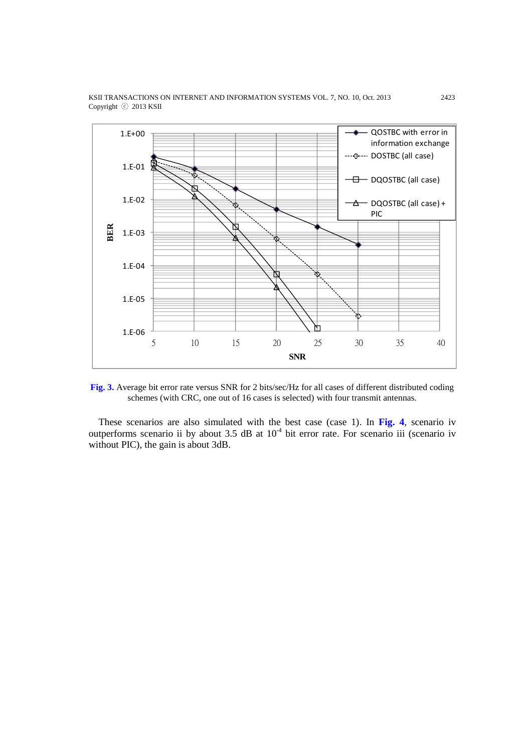**Fig. 3.** Average bit error rate versus SNR for 2 bits/sec/Hz for all cases of different distributed coding schemes (with CRC, one out of 16 cases is selected) with four transmit antennas.

These scenarios are also simulated with the best case (case 1). In **Fig. 4**, scenario iv outperforms scenario ii by about 3.5 dB at $10^{-4}$ bit error rate. For scenario iii (scenario iv without PIC), the gain is about 3dB.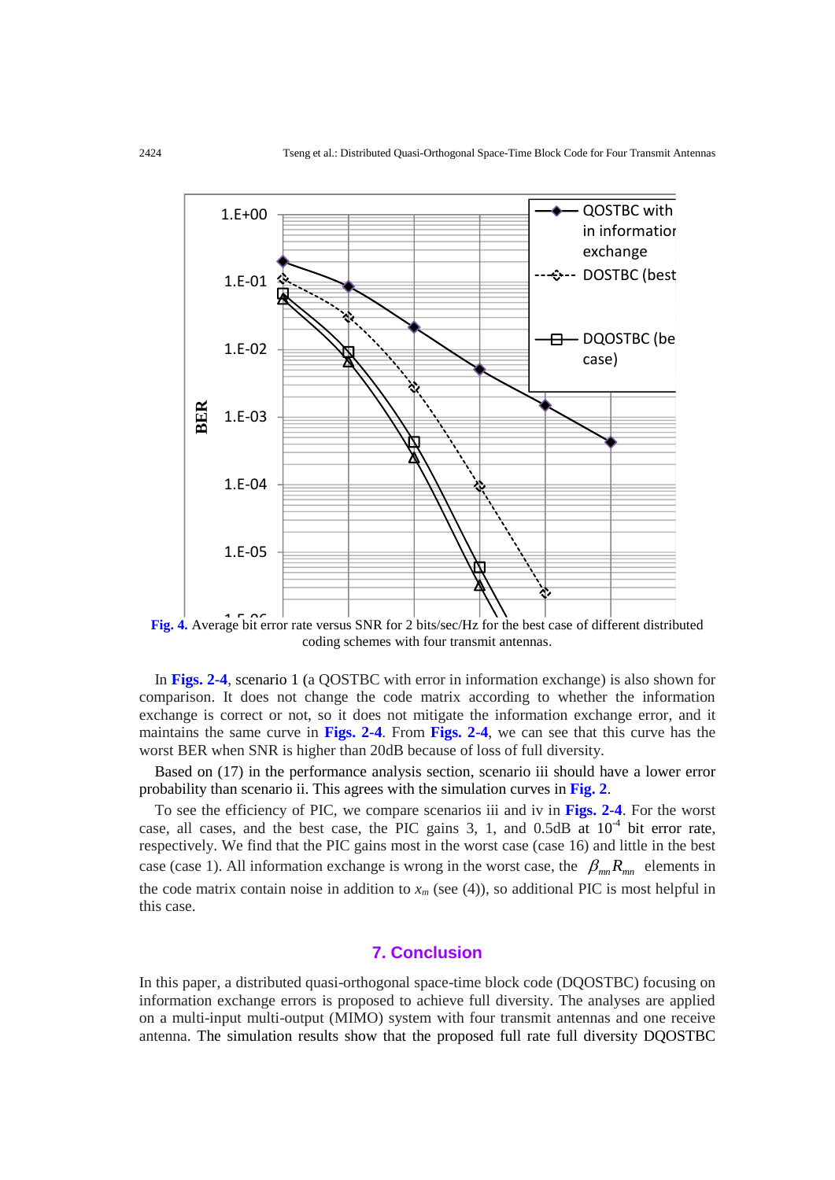**Fig. 4.** Average bit error rate versus SNR for 2 bits/sec/Hz for the best case of different distributed coding schemes with four transmit antennas.

In **Figs. 2-4**, scenario 1 (a QOSTBC with error in information exchange) is also shown for comparison. It does not change the code matrix according to whether the information exchange is correct or not, so it does not mitigate the information exchange error, and it maintains the same curve in **Figs. 2-4**. From **Figs. 2-4**, we can see that this curve has the worst BER when SNR is higher than 20dB because of loss of full diversity.

Based on (17) in the performance analysis section, scenario iii should have a lower error probability than scenario ii. This agrees with the simulation curves in **Fig. 2**.

To see the efficiency of PIC, we compare scenarios iii and iv in **Figs. 2-4**. For the worst case, all cases, and the best case, the PIC gains 3, 1, and 0.5dB at $10^{-4}$ bit error rate, respectively. We find that the PIC gains most in the worst case (case 16) and little in the best case (case 1). All information exchange is wrong in the worst case, the $\beta_{mn} R_{mn}$ elements in the code matrix contain noise in addition to $x_m$ (see (4)), so additional PIC is most helpful in this case.

## 7. Conclusion

In this paper, a distributed quasi-orthogonal space-time block code (DQOSTBC) focusing on information exchange errors is proposed to achieve full diversity. The analyses are applied on a multi-input multi-output (MIMO) system with four transmit antennas and one receive antenna. The simulation results show that the proposed full rate full diversity DQOSTBC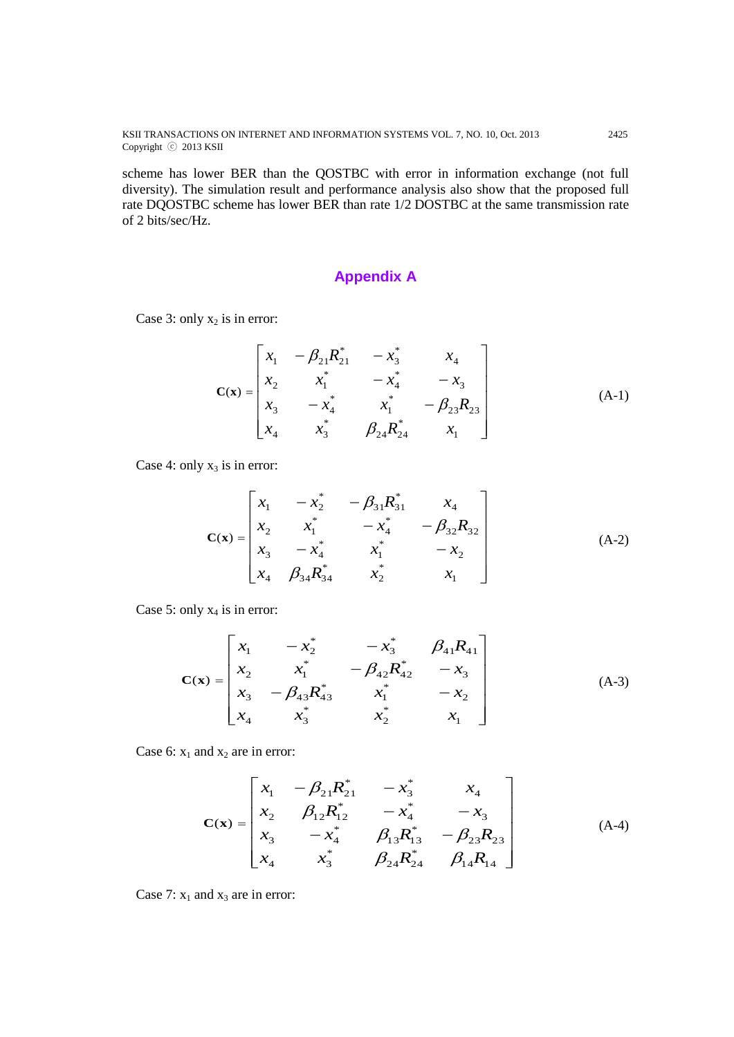scheme has lower BER than the QOSTBC with error in information exchange (not full diversity). The simulation result and performance analysis also show that the proposed full rate DQOSTBC scheme has lower BER than rate 1/2 DOSTBC at the same transmission rate of 2 bits/sec/Hz.

## Appendix A

Case 3: only $x_2$ is in error:

$$\mathbf{C}(\mathbf{x}) = \begin{bmatrix} x_1 & -\beta_{21}R_{21}^* & -x_3^* & x_4 \\ x_2 & x_1^* & -x_4^* & -x_3 \\ x_3 & -x_4^* & x_1^* & -\beta_{23}R_{23} \\ x_4 & x_3^* & \beta_{24}R_{24}^* & x_1 \end{bmatrix} \tag{A-1}$$

Case 4: only $x_3$ is in error:

$$\mathbf{C}(\mathbf{x}) = \begin{bmatrix} x_1 & -x_2^* & -\beta_{31}R_{31}^* & x_4 \\ x_2 & x_1^* & -x_4^* & -\beta_{32}R_{32} \\ x_3 & -x_4^* & x_1^* & -x_2 \\ x_4 & \beta_{34}R_{34}^* & x_2^* & x_1 \end{bmatrix} \tag{A-2}$$

Case 5: only $x_4$ is in error:

$$\mathbf{C}(\mathbf{x}) = \begin{bmatrix} x_1 & -x_2^* & -x_3^* & \beta_{41}R_{41} \\ x_2 & x_1^* & -\beta_{42}R_{42}^* & -x_3 \\ x_3 & -\beta_{43}R_{43}^* & x_1^* & -x_2 \\ x_4 & x_3^* & x_2^* & x_1 \end{bmatrix} \tag{A-3}$$

Case 6: $x_1$ and $x_2$ are in error:

$$\mathbf{C}(\mathbf{x}) = \begin{bmatrix} x_1 & -\beta_{21}R_{21}^* & -x_3^* & x_4 \\ x_2 & \beta_{12}R_{12}^* & -x_4^* & -x_3 \\ x_3 & -x_4^* & \beta_{13}R_{13}^* & -\beta_{23}R_{23} \\ x_4 & x_3^* & \beta_{24}R_{24}^* & \beta_{14}R_{14} \end{bmatrix} \tag{A-4}$$

Case 7: $x_1$ and $x_3$ are in error: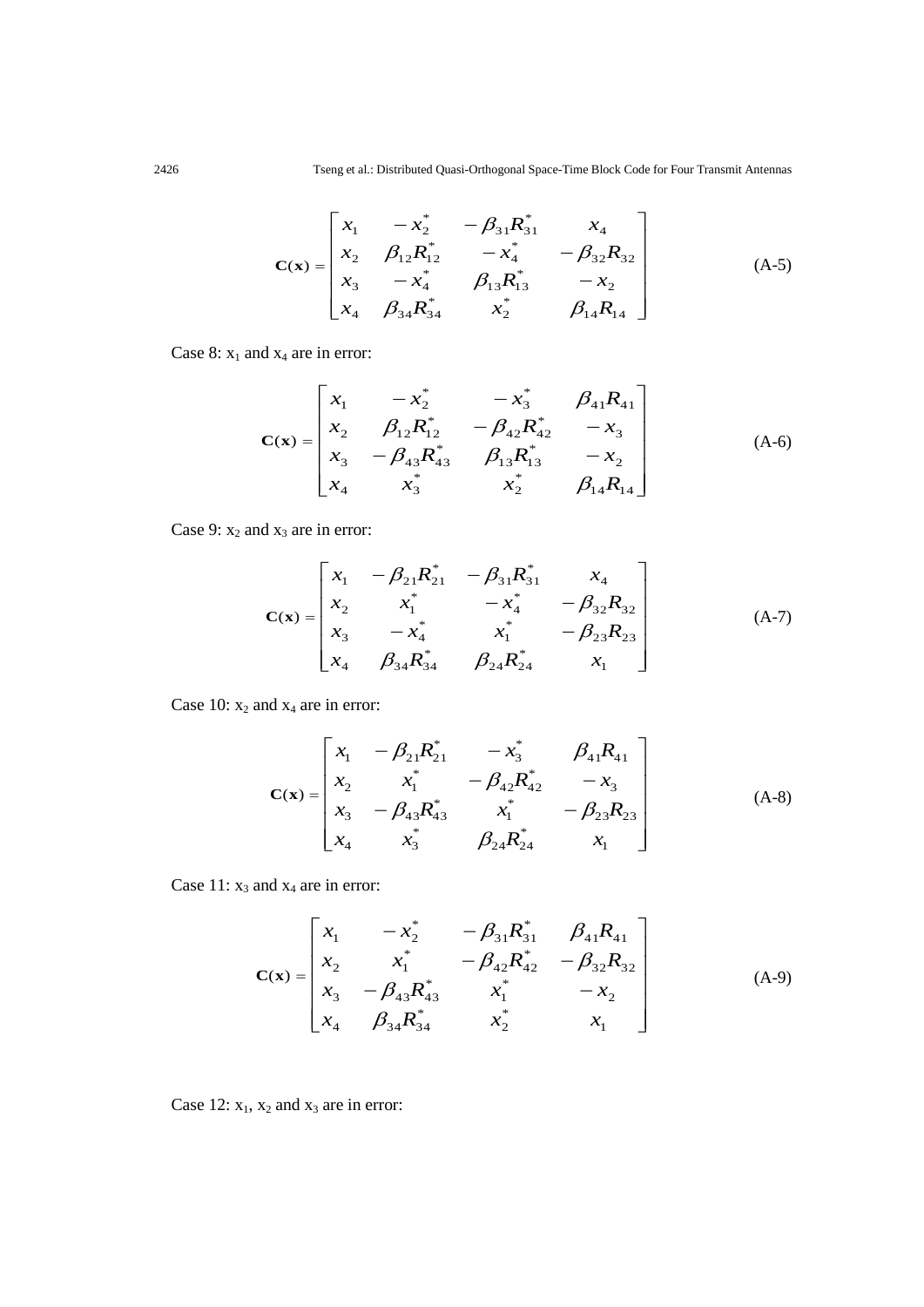$$
\mathbf{C}(\mathbf{x}) = \begin{bmatrix} x_1 & -x_2^* & -\beta_{31}R_{31}^* & x_4 \\ x_2 & \beta_{12}R_{12}^* & -x_4^* & -\beta_{32}R_{32} \\ x_3 & -x_4^* & \beta_{13}R_{13}^* & -x_2 \\ x_4 & \beta_{34}R_{34}^* & x_2^* & \beta_{14}R_{14} \end{bmatrix} \tag{A-5}
$$

Case 8: $x_1$ and $x_4$ are in error:

$$
\mathbf{C}(\mathbf{x}) = \begin{bmatrix} x_1 & -x_2^* & -x_3^* & \beta_{41}R_{41} \\ x_2 & \beta_{12}R_{12}^* & -\beta_{42}R_{42}^* & -x_3 \\ x_3 & -\beta_{43}R_{43}^* & \beta_{13}R_{13}^* & -x_2 \\ x_4 & x_3^* & x_2^* & \beta_{14}R_{14} \end{bmatrix} \tag{A-6}
$$

Case 9: $x_2$ and $x_3$ are in error:

$$
\mathbf{C}(\mathbf{x}) = \begin{bmatrix} x_1 & -\beta_{21}R_{21}^* & -\beta_{31}R_{31}^* & x_4 \\ x_2 & x_1^* & -x_4^* & -\beta_{32}R_{32} \\ x_3 & -x_4^* & x_1^* & -\beta_{23}R_{23} \\ x_4 & \beta_{34}R_{34}^* & \beta_{24}R_{24}^* & x_1 \end{bmatrix} \tag{A-7}
$$

Case 10: $x_2$ and $x_4$ are in error:

$$
\mathbf{C}(\mathbf{x}) = \begin{bmatrix} x_1 & -\beta_{21}R_{21}^* & -x_3^* & \beta_{41}R_{41} \\ x_2 & x_1^* & -\beta_{42}R_{42}^* & -x_3 \\ x_3 & -\beta_{43}R_{43}^* & x_1^* & -\beta_{23}R_{23} \\ x_4 & x_3^* & \beta_{24}R_{24}^* & x_1 \end{bmatrix} \tag{A-8}
$$

Case 11: $x_3$ and $x_4$ are in error:

$$
\mathbf{C}(\mathbf{x}) = \begin{bmatrix} x_1 & -x_2^* & -\beta_{31}R_{31}^* & \beta_{41}R_{41} \\ x_2 & x_1^* & -\beta_{42}R_{42}^* & -\beta_{32}R_{32} \\ x_3 & -\beta_{43}R_{43}^* & x_1^* & -x_2 \\ x_4 & \beta_{34}R_{34}^* & x_2^* & x_1 \end{bmatrix} \tag{A-9}
$$

Case 12: $x_1$, $x_2$ and $x_3$ are in error: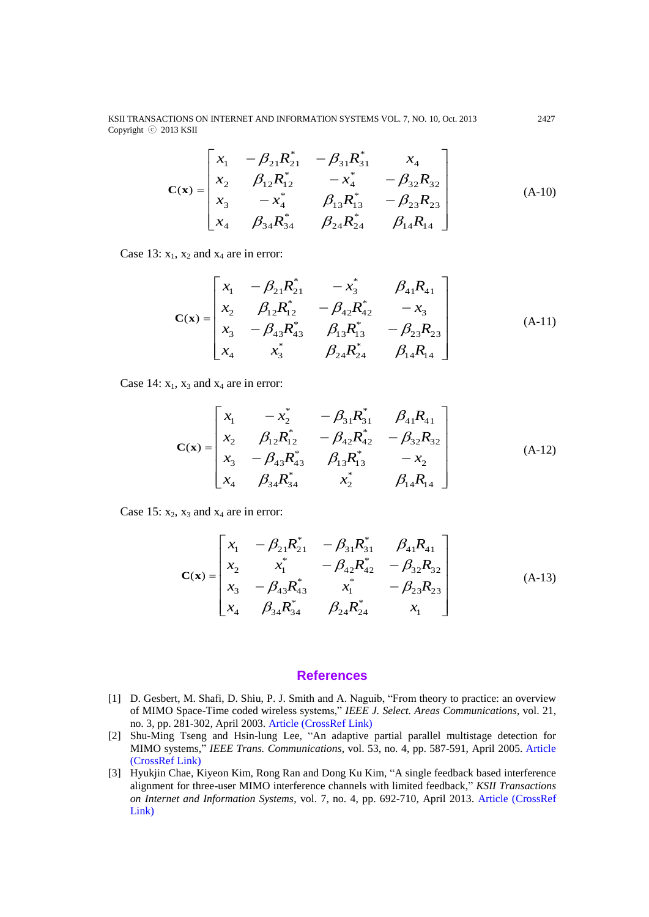$$
\mathbf{C}(\mathbf{x}) = \begin{bmatrix} x_1 & -\beta_{21}R_{21}^* & -\beta_{31}R_{31}^* & x_4 \\ x_2 & \beta_{12}R_{12}^* & -x_4^* & -\beta_{32}R_{32} \\ x_3 & -x_4^* & \beta_{13}R_{13}^* & -\beta_{23}R_{23} \\ x_4 & \beta_{34}R_{34}^* & \beta_{24}R_{24}^* & \beta_{14}R_{14} \end{bmatrix} \tag{A-10}
$$

Case 13: $x_1$, $x_2$ and $x_4$ are in error:

$$
\mathbf{C}(\mathbf{x}) = \begin{bmatrix} x_1 & -\beta_{21}R_{21}^* & -x_3^* & \beta_{41}R_{41} \\ x_2 & \beta_{12}R_{12}^* & -\beta_{42}R_{42}^* & -x_3 \\ x_3 & -\beta_{43}R_{43}^* & \beta_{13}R_{13}^* & -\beta_{23}R_{23} \\ x_4 & x_3^* & \beta_{24}R_{24}^* & \beta_{14}R_{14} \end{bmatrix} \tag{A-11}
$$

Case 14: $x_1$, $x_3$ and $x_4$ are in error:

$$
\mathbf{C}(\mathbf{x}) = \begin{bmatrix} x_1 & -x_2^* & -\beta_{31}R_{31}^* & \beta_{41}R_{41} \\ x_2 & \beta_{12}R_{12}^* & -\beta_{42}R_{42}^* & -\beta_{32}R_{32} \\ x_3 & -\beta_{43}R_{43}^* & \beta_{13}R_{13}^* & -x_2 \\ x_4 & \beta_{34}R_{34}^* & x_2^* & \beta_{14}R_{14} \end{bmatrix} \tag{A-12}
$$

Case 15: $x_2$, $x_3$ and $x_4$ are in error:

$$
\mathbf{C}(\mathbf{x}) = \begin{bmatrix} x_1 & -\beta_{21}R_{21}^* & -\beta_{31}R_{31}^* & \beta_{41}R_{41} \\ x_2 & x_1^* & -\beta_{42}R_{42}^* & -\beta_{32}R_{32} \\ x_3 & -\beta_{43}R_{43}^* & x_1^* & -\beta_{23}R_{23} \\ x_4 & \beta_{34}R_{34}^* & \beta_{24}R_{24}^* & x_1 \end{bmatrix} \tag{A-13}
$$

## References

[1] D. Gesbert, M. Shafi, D. Shiu, P. J. Smith and A. Naguib, "From theory to practice: an overview of MIMO Space-Time coded wireless systems," *IEEE J. Select. Areas Communications*, vol. 21, no. 3, pp. 281-302, April 2003. Article (CrossRef Link)

[2] Shu-Ming Tseng and Hsin-lung Lee, "An adaptive partial parallel multistage detection for MIMO systems," *IEEE Trans. Communications*, vol. 53, no. 4, pp. 587-591, April 2005. Article (CrossRef Link)

[3] Hyukjin Chae, Kiyeon Kim, Rong Ran and Dong Ku Kim, "A single feedback based interference alignment for three-user MIMO interference channels with limited feedback," *KSII Transactions on Internet and Information Systems*, vol. 7, no. 4, pp. 692-710, April 2013. Article (CrossRef Link)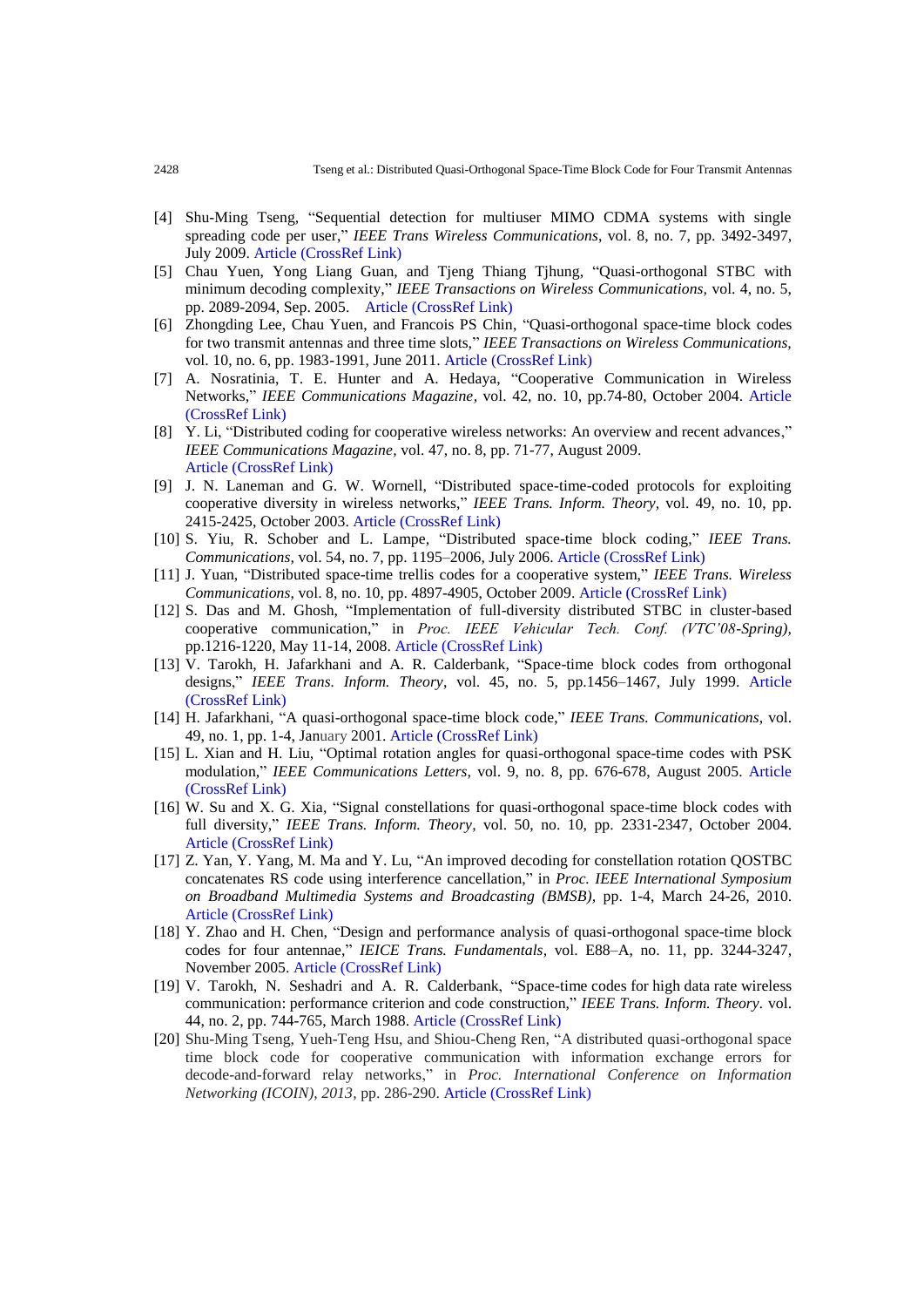[4] Shu-Ming Tseng, "Sequential detection for multiuser MIMO CDMA systems with single spreading code per user," *IEEE Trans Wireless Communications*, vol. 8, no. 7, pp. 3492-3497, July 2009. Article (CrossRef Link)

[5] Chau Yuen, Yong Liang Guan, and Tjeng Thiang Tjhung, "Quasi-orthogonal STBC with minimum decoding complexity," *IEEE Transactions on Wireless Communications*, vol. 4, no. 5, pp. 2089-2094, Sep. 2005. Article (CrossRef Link)

[6] Zhongding Lee, Chau Yuen, and Francois PS Chin, "Quasi-orthogonal space-time block codes for two transmit antennas and three time slots," *IEEE Transactions on Wireless Communications*, vol. 10, no. 6, pp. 1983-1991, June 2011. Article (CrossRef Link)

[7] A. Nosratinia, T. E. Hunter and A. Hedaya, "Cooperative Communication in Wireless Networks," *IEEE Communications Magazine*, vol. 42, no. 10, pp.74-80, October 2004. Article (CrossRef Link)

[8] Y. Li, "Distributed coding for cooperative wireless networks: An overview and recent advances," *IEEE Communications Magazine*, vol. 47, no. 8, pp. 71-77, August 2009. Article (CrossRef Link)

[9] J. N. Laneman and G. W. Wornell, "Distributed space-time-coded protocols for exploiting cooperative diversity in wireless networks," *IEEE Trans. Inform. Theory*, vol. 49, no. 10, pp. 2415-2425, October 2003. Article (CrossRef Link)

[10] S. Yiu, R. Schober and L. Lampe, "Distributed space-time block coding," *IEEE Trans. Communications*, vol. 54, no. 7, pp. 1195–2006, July 2006. Article (CrossRef Link)

[11] J. Yuan, "Distributed space-time trellis codes for a cooperative system," *IEEE Trans. Wireless Communications*, vol. 8, no. 10, pp. 4897-4905, October 2009. Article (CrossRef Link)

[12] S. Das and M. Ghosh, "Implementation of full-diversity distributed STBC in cluster-based cooperative communication," in *Proc. IEEE Vehicular Tech. Conf. (VTC'08-Spring)*, pp.1216-1220, May 11-14, 2008. Article (CrossRef Link)

[13] V. Tarokh, H. Jafarkhani and A. R. Calderbank, "Space-time block codes from orthogonal designs," *IEEE Trans. Inform. Theory*, vol. 45, no. 5, pp.1456–1467, July 1999. Article (CrossRef Link)

[14] H. Jafarkhani, "A quasi-orthogonal space-time block code," *IEEE Trans. Communications*, vol. 49, no. 1, pp. 1-4, January 2001. Article (CrossRef Link)

[15] L. Xian and H. Liu, "Optimal rotation angles for quasi-orthogonal space-time codes with PSK modulation," *IEEE Communications Letters*, vol. 9, no. 8, pp. 676-678, August 2005. Article (CrossRef Link)

[16] W. Su and X. G. Xia, "Signal constellations for quasi-orthogonal space-time block codes with full diversity," *IEEE Trans. Inform. Theory*, vol. 50, no. 10, pp. 2331-2347, October 2004. Article (CrossRef Link)

[17] Z. Yan, Y. Yang, M. Ma and Y. Lu, "An improved decoding for constellation rotation QOSTBC concatenates RS code using interference cancellation," in *Proc. IEEE International Symposium on Broadband Multimedia Systems and Broadcasting (BMSB)*, pp. 1-4, March 24-26, 2010. Article (CrossRef Link)

[18] Y. Zhao and H. Chen, "Design and performance analysis of quasi-orthogonal space-time block codes for four antennae," *IEICE Trans. Fundamentals*, vol. E88–A, no. 11, pp. 3244-3247, November 2005. Article (CrossRef Link)

[19] V. Tarokh, N. Seshadri and A. R. Calderbank, "Space-time codes for high data rate wireless communication: performance criterion and code construction," *IEEE Trans. Inform. Theory*. vol. 44, no. 2, pp. 744-765, March 1988. Article (CrossRef Link)

[20] Shu-Ming Tseng, Yueh-Teng Hsu, and Shiou-Cheng Ren, "A distributed quasi-orthogonal space time block code for cooperative communication with information exchange errors for decode-and-forward relay networks," in *Proc. International Conference on Information Networking (ICOIN), 2013*, pp. 286-290. Article (CrossRef Link)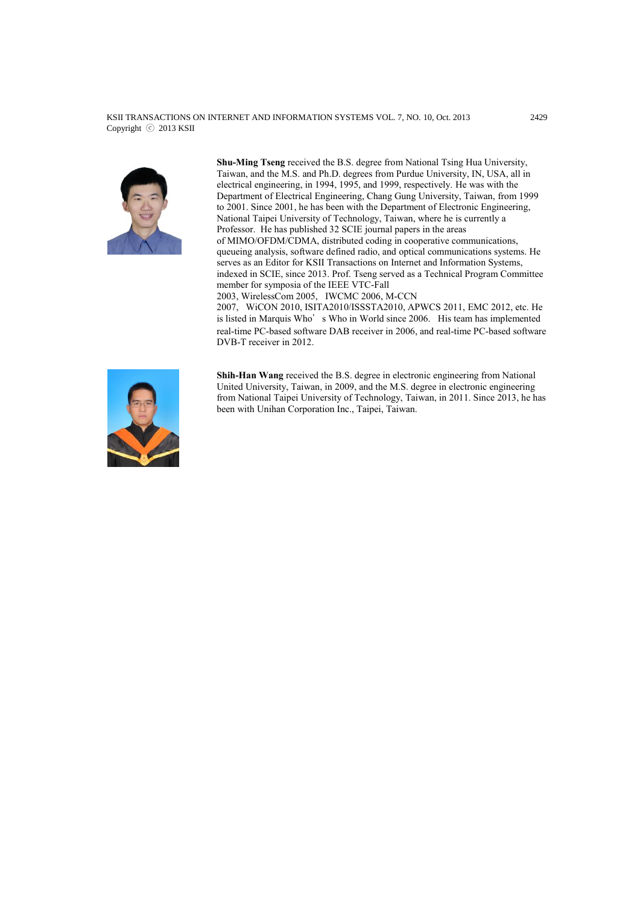**Shu-Ming Tseng** received the B.S. degree from National Tsing Hua University, Taiwan, and the M.S. and Ph.D. degrees from Purdue University, IN, USA, all in electrical engineering, in 1994, 1995, and 1999, respectively. He was with the Department of Electrical Engineering, Chang Gung University, Taiwan, from 1999 to 2001. Since 2001, he has been with the Department of Electronic Engineering, National Taipei University of Technology, Taiwan, where he is currently a Professor. He has published 32 SCIE journal papers in the areas of MIMO/OFDM/CDMA, distributed coding in cooperative communications, queueing analysis, software defined radio, and optical communications systems. He serves as an Editor for KSII Transactions on Internet and Information Systems, indexed in SCIE, since 2013. Prof. Tseng served as a Technical Program Committee member for symposia of the IEEE VTC-Fall 2003, WirelessCom 2005, IWCMC 2006, M-CCN 2007, WiCON 2010, ISITA2010/ISSSTA2010, APWCS 2011, EMC 2012, etc. He is listed in Marquis Who's Who in World since 2006. His team has implemented real-time PC-based software DAB receiver in 2006, and real-time PC-based software DVB-T receiver in 2012.

**Shih-Han Wang** received the B.S. degree in electronic engineering from National United University, Taiwan, in 2009, and the M.S. degree in electronic engineering from National Taipei University of Technology, Taiwan, in 2011. Since 2013, he has been with Unihan Corporation Inc., Taipei, Taiwan.